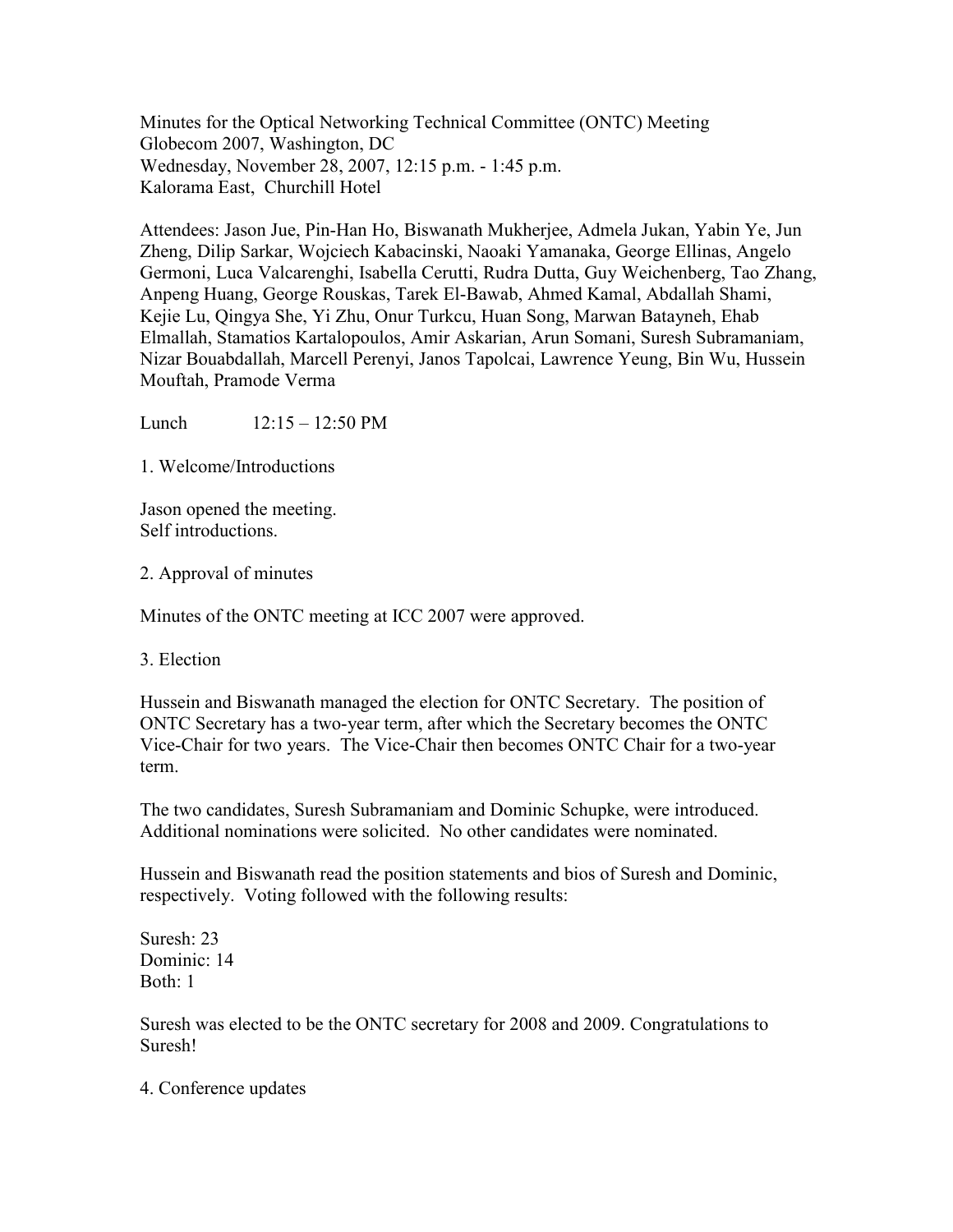Minutes for the Optical Networking Technical Committee (ONTC) Meeting
Globecom 2007, Washington, DC
Wednesday, November 28, 2007, 12:15 p.m. - 1:45 p.m.
Kalorama East, Churchill Hotel

Attendees: Jason Jue, Pin-Han Ho, Biswanath Mukherjee, Admela Jukan, Yabin Ye, Jun Zheng, Dilip Sarkar, Wojciech Kabacinski, Naoaki Yamanaka, George Ellinas, Angelo Germoni, Luca Valcarenghi, Isabella Cerutti, Rudra Dutta, Guy Weichenberg, Tao Zhang, Anpeng Huang, George Rouskas, Tarek El-Bawab, Ahmed Kamal, Abdallah Shami, Kejie Lu, Qingya She, Yi Zhu, Onur Turkcu, Huan Song, Marwan Batayneh, Ehab Elmallah, Stamatios Kartalopoulos, Amir Askarian, Arun Somani, Suresh Subramaniam, Nizar Bouabdallah, Marcell Perenyi, Janos Tapolcai, Lawrence Yeung, Bin Wu, Hussein Mouftah, Pramode Verma

Lunch 12:15 – 12:50 PM

1. Welcome/Introductions

Jason opened the meeting.
Self introductions.

2. Approval of minutes

Minutes of the ONTC meeting at ICC 2007 were approved.

3. Election

Hussein and Biswanath managed the election for ONTC Secretary. The position of ONTC Secretary has a two-year term, after which the Secretary becomes the ONTC Vice-Chair for two years. The Vice-Chair then becomes ONTC Chair for a two-year term.

The two candidates, Suresh Subramaniam and Dominic Schupke, were introduced. Additional nominations were solicited. No other candidates were nominated.

Hussein and Biswanath read the position statements and bios of Suresh and Dominic, respectively. Voting followed with the following results:

Suresh: 23
Dominic: 14
Both: 1

Suresh was elected to be the ONTC secretary for 2008 and 2009. Congratulations to Suresh!

4. Conference updates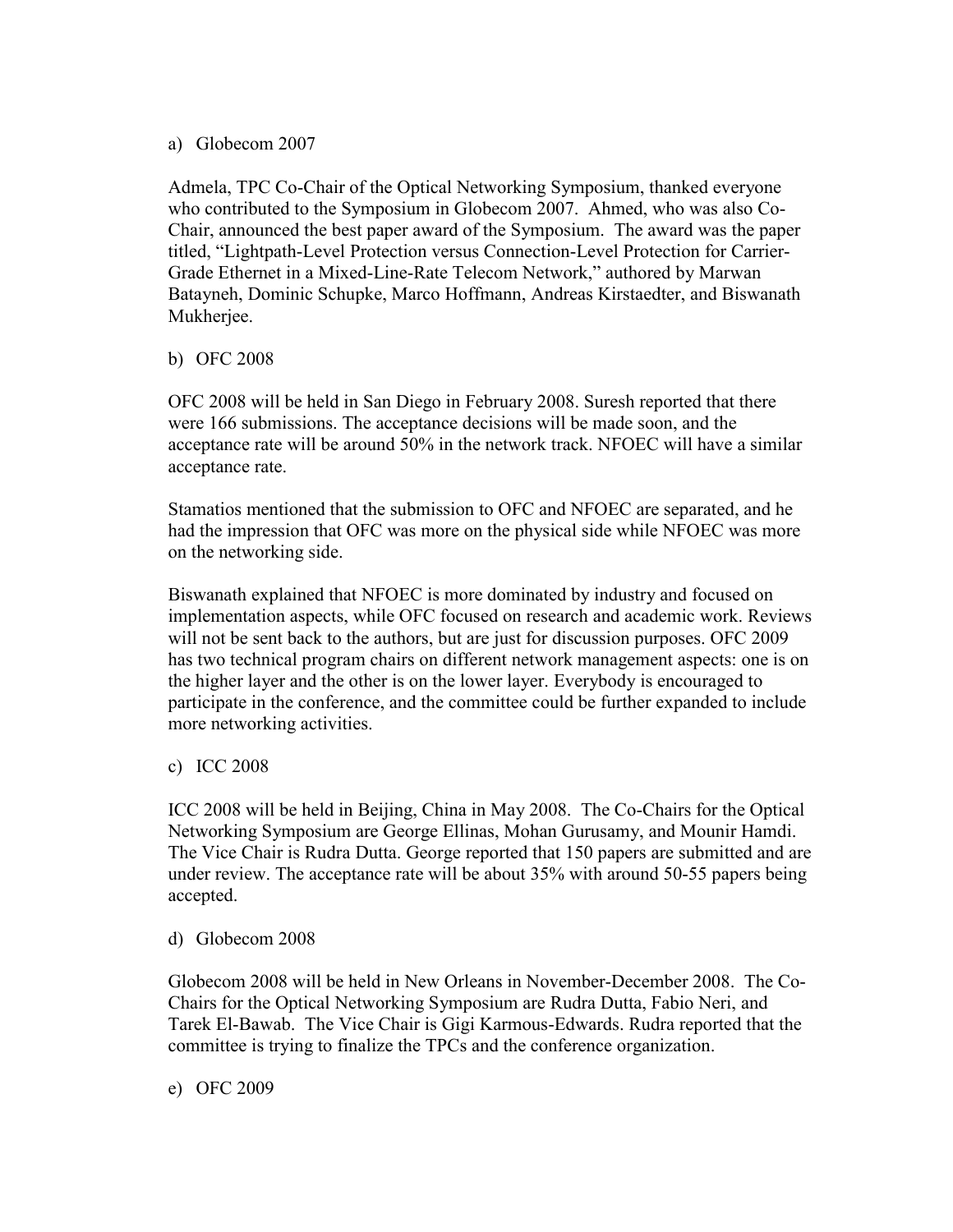a) Globecom 2007

Admela, TPC Co-Chair of the Optical Networking Symposium, thanked everyone who contributed to the Symposium in Globecom 2007. Ahmed, who was also Co-Chair, announced the best paper award of the Symposium. The award was the paper titled, "Lightpath-Level Protection versus Connection-Level Protection for Carrier-Grade Ethernet in a Mixed-Line-Rate Telecom Network," authored by Marwan Batayneh, Dominic Schupke, Marco Hoffmann, Andreas Kirstaedter, and Biswanath Mukherjee.

b) OFC 2008

OFC 2008 will be held in San Diego in February 2008. Suresh reported that there were 166 submissions. The acceptance decisions will be made soon, and the acceptance rate will be around 50% in the network track. NFOEC will have a similar acceptance rate.

Stamatios mentioned that the submission to OFC and NFOEC are separated, and he had the impression that OFC was more on the physical side while NFOEC was more on the networking side.

Biswanath explained that NFOEC is more dominated by industry and focused on implementation aspects, while OFC focused on research and academic work. Reviews will not be sent back to the authors, but are just for discussion purposes. OFC 2009 has two technical program chairs on different network management aspects: one is on the higher layer and the other is on the lower layer. Everybody is encouraged to participate in the conference, and the committee could be further expanded to include more networking activities.

c) ICC 2008

ICC 2008 will be held in Beijing, China in May 2008. The Co-Chairs for the Optical Networking Symposium are George Ellinas, Mohan Gurusamy, and Mounir Hamdi. The Vice Chair is Rudra Dutta. George reported that 150 papers are submitted and are under review. The acceptance rate will be about 35% with around 50-55 papers being accepted.

d) Globecom 2008

Globecom 2008 will be held in New Orleans in November-December 2008. The Co-Chairs for the Optical Networking Symposium are Rudra Dutta, Fabio Neri, and Tarek El-Bawab. The Vice Chair is Gigi Karmous-Edwards. Rudra reported that the committee is trying to finalize the TPCs and the conference organization.

e) OFC 2009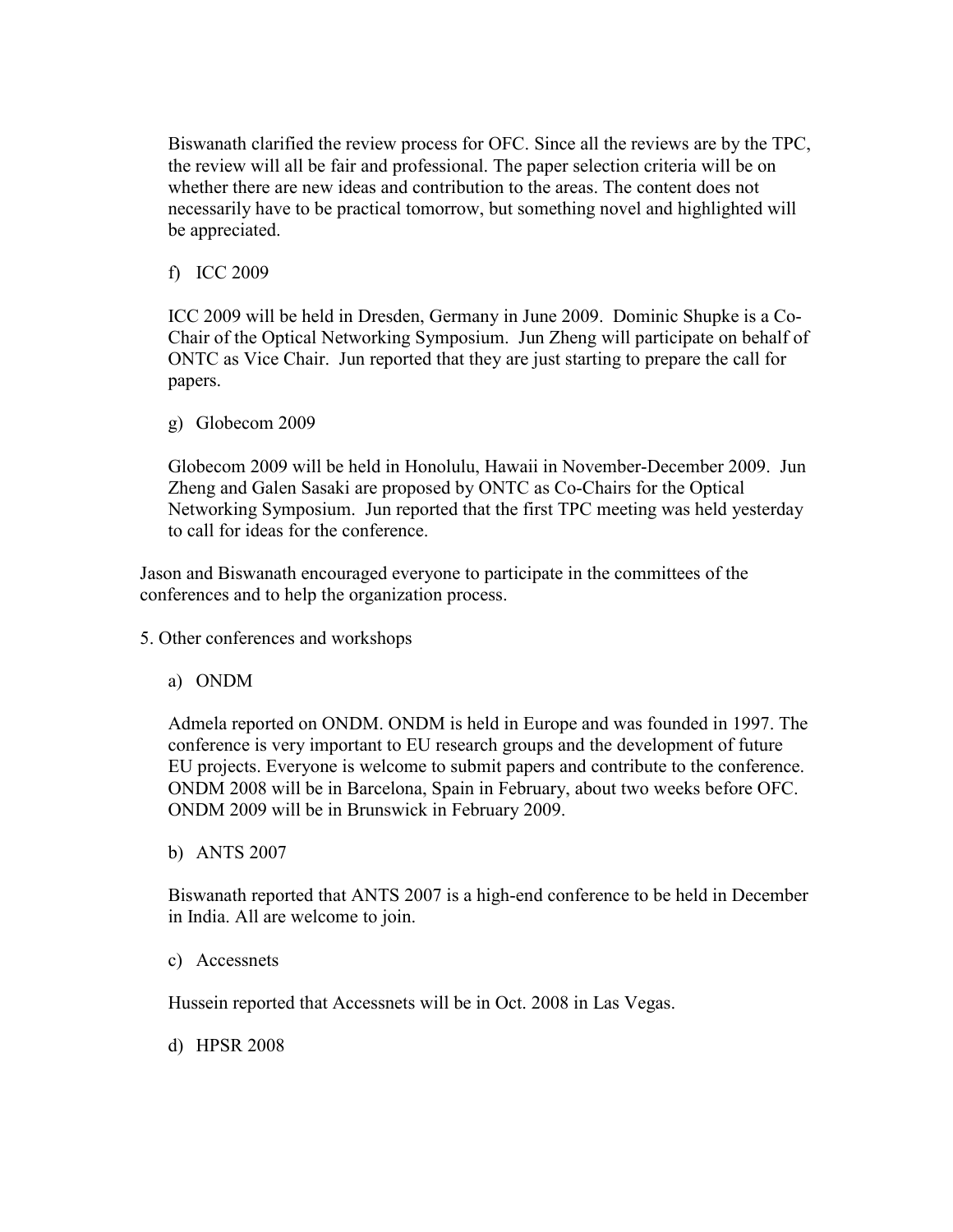Biswanath clarified the review process for OFC. Since all the reviews are by the TPC, the review will all be fair and professional. The paper selection criteria will be on whether there are new ideas and contribution to the areas. The content does not necessarily have to be practical tomorrow, but something novel and highlighted will be appreciated.

f) ICC 2009

ICC 2009 will be held in Dresden, Germany in June 2009. Dominic Shupke is a Co-Chair of the Optical Networking Symposium. Jun Zheng will participate on behalf of ONTC as Vice Chair. Jun reported that they are just starting to prepare the call for papers.

g) Globecom 2009

Globecom 2009 will be held in Honolulu, Hawaii in November-December 2009. Jun Zheng and Galen Sasaki are proposed by ONTC as Co-Chairs for the Optical Networking Symposium. Jun reported that the first TPC meeting was held yesterday to call for ideas for the conference.

Jason and Biswanath encouraged everyone to participate in the committees of the conferences and to help the organization process.

5. Other conferences and workshops

a) ONDM

Admela reported on ONDM. ONDM is held in Europe and was founded in 1997. The conference is very important to EU research groups and the development of future EU projects. Everyone is welcome to submit papers and contribute to the conference. ONDM 2008 will be in Barcelona, Spain in February, about two weeks before OFC. ONDM 2009 will be in Brunswick in February 2009.

b) ANTS 2007

Biswanath reported that ANTS 2007 is a high-end conference to be held in December in India. All are welcome to join.

c) Accessnets

Hussein reported that Accessnets will be in Oct. 2008 in Las Vegas.

d) HPSR 2008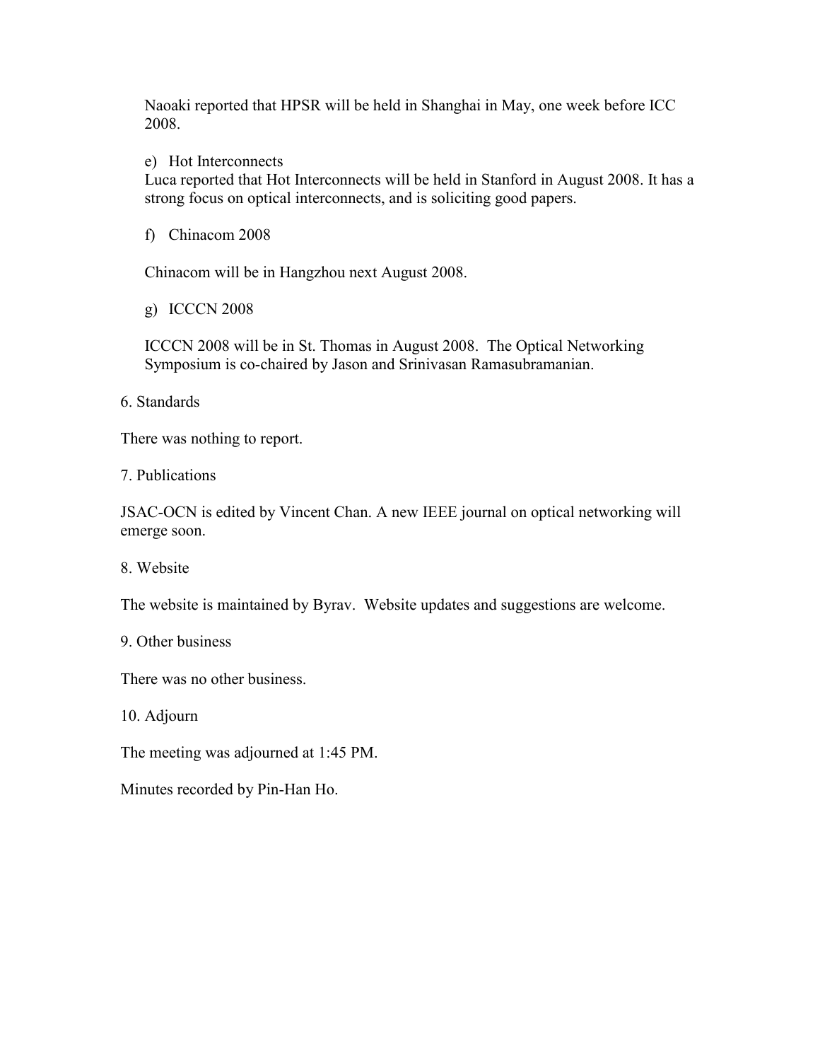Naoaki reported that HPSR will be held in Shanghai in May, one week before ICC 2008.

e) Hot Interconnects
Luca reported that Hot Interconnects will be held in Stanford in August 2008. It has a strong focus on optical interconnects, and is soliciting good papers.

f) Chinacom 2008

Chinacom will be in Hangzhou next August 2008.

g) ICCCN 2008

ICCCN 2008 will be in St. Thomas in August 2008. The Optical Networking Symposium is co-chaired by Jason and Srinivasan Ramasubramanian.

6. Standards

There was nothing to report.

7. Publications

JSAC-OCN is edited by Vincent Chan. A new IEEE journal on optical networking will emerge soon.

8. Website

The website is maintained by Byrav. Website updates and suggestions are welcome.

9. Other business

There was no other business.

10. Adjourn

The meeting was adjourned at 1:45 PM.

Minutes recorded by Pin-Han Ho.